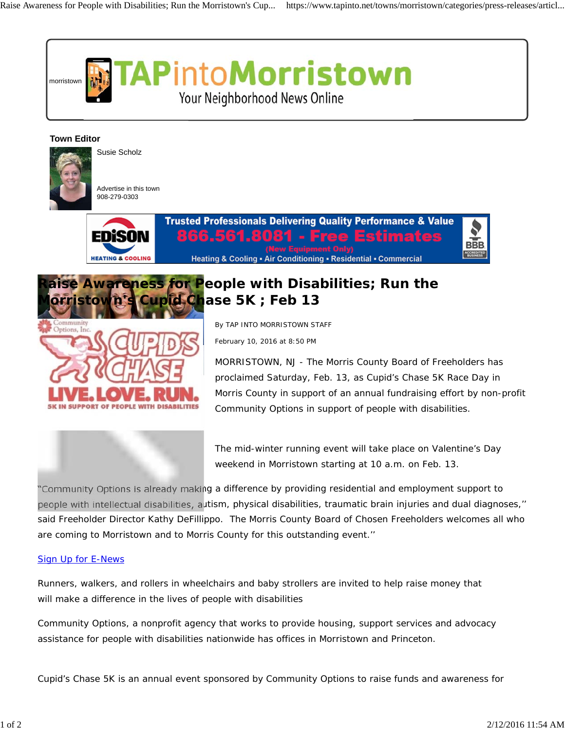morristown

# TAPintoMorristown

Your Neighborhood News Online

**Town Editor**

Susie Scholz

Advertise in this town
908-279-0303

Trusted Professionals Delivering Quality Performance & Value
866.561.8081 - Free Estimates
(New Equipment Only)
Heating & Cooling • Air Conditioning • Residential • Commercial

# Raise Awareness for People with Disabilities; Run the Morristown's Cupid Chase 5K ; Feb 13

By TAP INTO MORRISTOWN STAFF

February 10, 2016 at 8:50 PM

MORRISTOWN, NJ - The Morris County Board of Freeholders has proclaimed Saturday, Feb. 13, as Cupid's Chase 5K Race Day in Morris County in support of an annual fundraising effort by non-profit Community Options in support of people with disabilities.

The mid-winter running event will take place on Valentine's Day weekend in Morristown starting at 10 a.m. on Feb. 13.

"Community Options is already making a difference by providing residential and employment support to people with intellectual disabilities, autism, physical disabilities, traumatic brain injuries and dual diagnoses," said Freeholder Director Kathy DeFillippo. The Morris County Board of Chosen Freeholders welcomes all who are coming to Morristown and to Morris County for this outstanding event."

Sign Up for E-News

Runners, walkers, and rollers in wheelchairs and baby strollers are invited to help raise money that will make a difference in the lives of people with disabilities

Community Options, a nonprofit agency that works to provide housing, support services and advocacy assistance for people with disabilities nationwide has offices in Morristown and Princeton.

Cupid's Chase 5K is an annual event sponsored by Community Options to raise funds and awareness for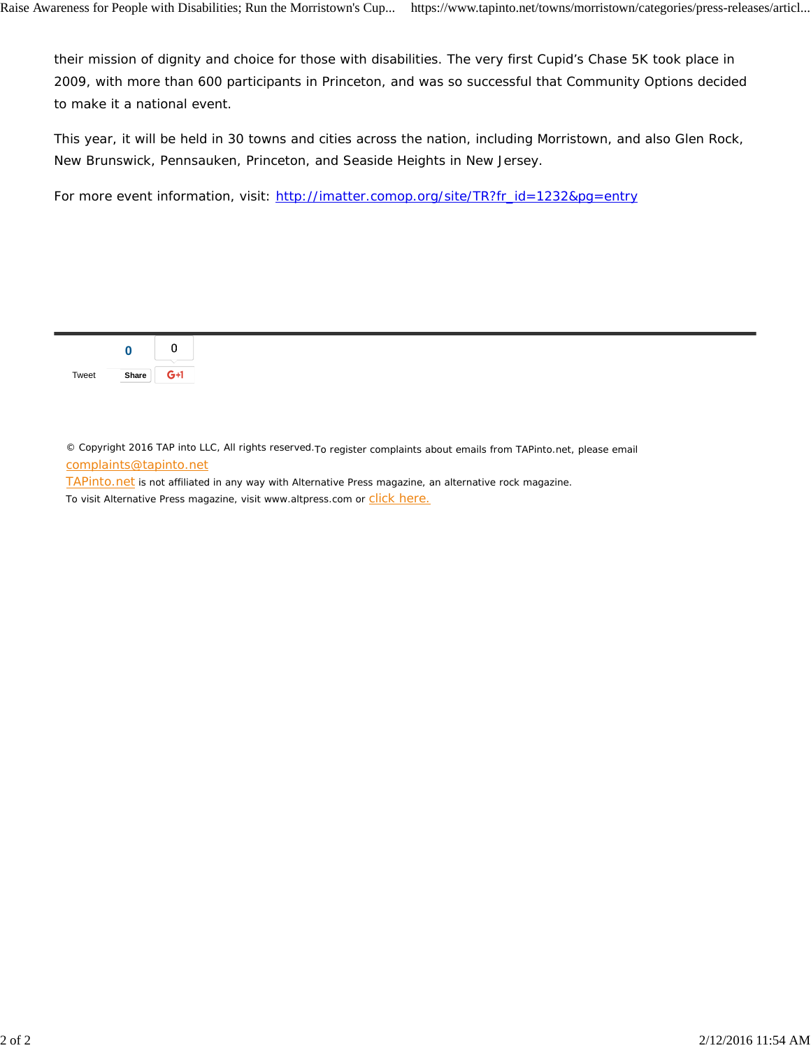their mission of dignity and choice for those with disabilities. The very first Cupid's Chase 5K took place in 2009, with more than 600 participants in Princeton, and was so successful that Community Options decided to make it a national event.

This year, it will be held in 30 towns and cities across the nation, including Morristown, and also Glen Rock, New Brunswick, Pennsauken, Princeton, and Seaside Heights in New Jersey.

For more event information, visit: [http://imatter.comop.org/site/TR?fr_id=1232&pg=entry](http://imatter.comop.org/site/TR?fr_id=1232&pg=entry)

---

0 0

Tweet Share G+1

© Copyright 2016 TAP into LLC, All rights reserved. To register complaints about emails from TAPinto.net, please email complaints@tapinto.net

TAPinto.net is not affiliated in any way with Alternative Press magazine, an alternative rock magazine.
To visit Alternative Press magazine, visit www.altpress.com or click here.